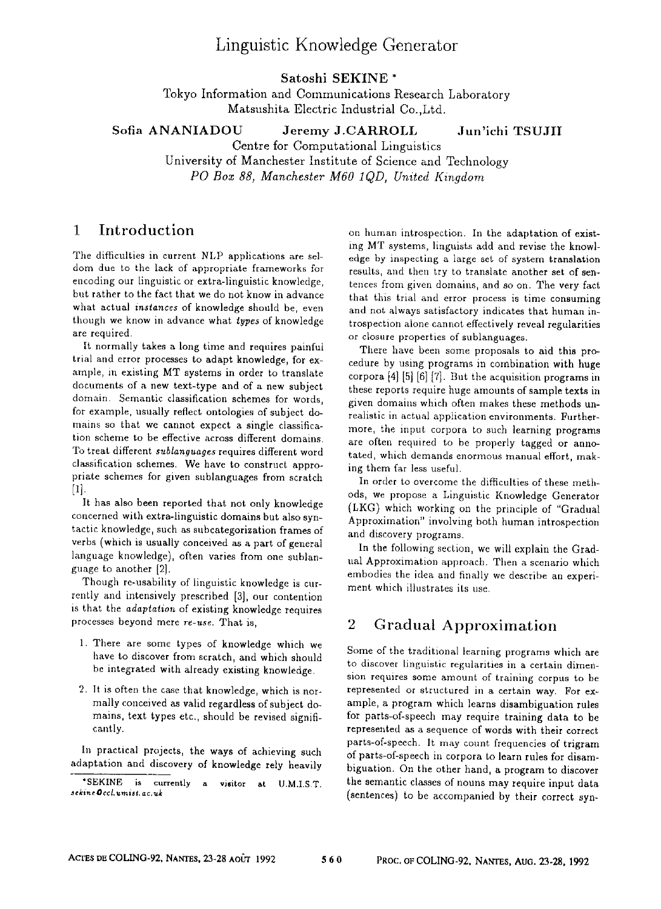# Linguistic Knowledge Generator

**Satoshi SEKINE** *

Tokyo Information and Communications Research Laboratory
Matsushita Electric Industrial Co.,Ltd.

**Sofia ANANIADOU** **Jeremy J.CARROLL** **Jun'ichi TSUJII**

Centre for Computational Linguistics
University of Manchester Institute of Science and Technology
*PO Box 88, Manchester M60 1QD, United Kingdom*

## 1 Introduction

The difficulties in current NLP applications are seldom due to the lack of appropriate frameworks for encoding our linguistic or extra-linguistic knowledge, but rather to the fact that we do not know in advance what actual *instances* of knowledge should be, even though we know in advance what *types* of knowledge are required.

It normally takes a long time and requires painful trial and error processes to adapt knowledge, for example, in existing MT systems in order to translate documents of a new text-type and of a new subject domain. Semantic classification schemes for words, for example, usually reflect ontologies of subject domains so that we cannot expect a single classification scheme to be effective across different domains. To treat different *sublanguages* requires different word classification schemes. We have to construct appropriate schemes for given sublanguages from scratch [1].

It has also been reported that not only knowledge concerned with extra-linguistic domains but also syntactic knowledge, such as subcategorization frames of verbs (which is usually conceived as a part of general language knowledge), often varies from one sublanguage to another [2].

Though re-usability of linguistic knowledge is currently and intensively prescribed [3], our contention is that the *adaptation* of existing knowledge requires processes beyond mere *re-use*. That is,

1. There are some types of knowledge which we have to discover from scratch, and which should be integrated with already existing knowledge.
2. It is often the case that knowledge, which is normally conceived as valid regardless of subject domains, text types etc., should be revised significantly.

In practical projects, the ways of achieving such adaptation and discovery of knowledge rely heavily on human introspection. In the adaptation of existing MT systems, linguists add and revise the knowledge by inspecting a large set of system translation results, and then try to translate another set of sentences from given domains, and so on. The very fact that this trial and error process is time consuming and not always satisfactory indicates that human introspection alone cannot effectively reveal regularities or closure properties of sublanguages.

There have been some proposals to aid this procedure by using programs in combination with huge corpora [4] [5] [6] [7]. But the acquisition programs in these reports require huge amounts of sample texts in given domains which often makes these methods unrealistic in actual application environments. Furthermore, the input corpora to such learning programs are often required to be properly tagged or annotated, which demands enormous manual effort, making them far less useful.

In order to overcome the difficulties of these methods, we propose a Linguistic Knowledge Generator (LKG) which working on the principle of "Gradual Approximation" involving both human introspection and discovery programs.

In the following section, we will explain the Gradual Approximation approach. Then a scenario which embodies the idea and finally we describe an experiment which illustrates its use.

## 2 Gradual Approximation

Some of the traditional learning programs which are to discover linguistic regularities in a certain dimension requires some amount of training corpus to be represented or structured in a certain way. For example, a program which learns disambiguation rules for parts-of-speech may require training data to be represented as a sequence of words with their correct parts-of-speech. It may count frequencies of trigram of parts-of-speech in corpora to learn rules for disambiguation. On the other hand, a program to discover the semantic classes of nouns may require input data (sentences) to be accompanied by their correct syn-

*SEKINE is currently a visitor at U.M.I.S.T. *sekine@ccl.umist.ac.uk*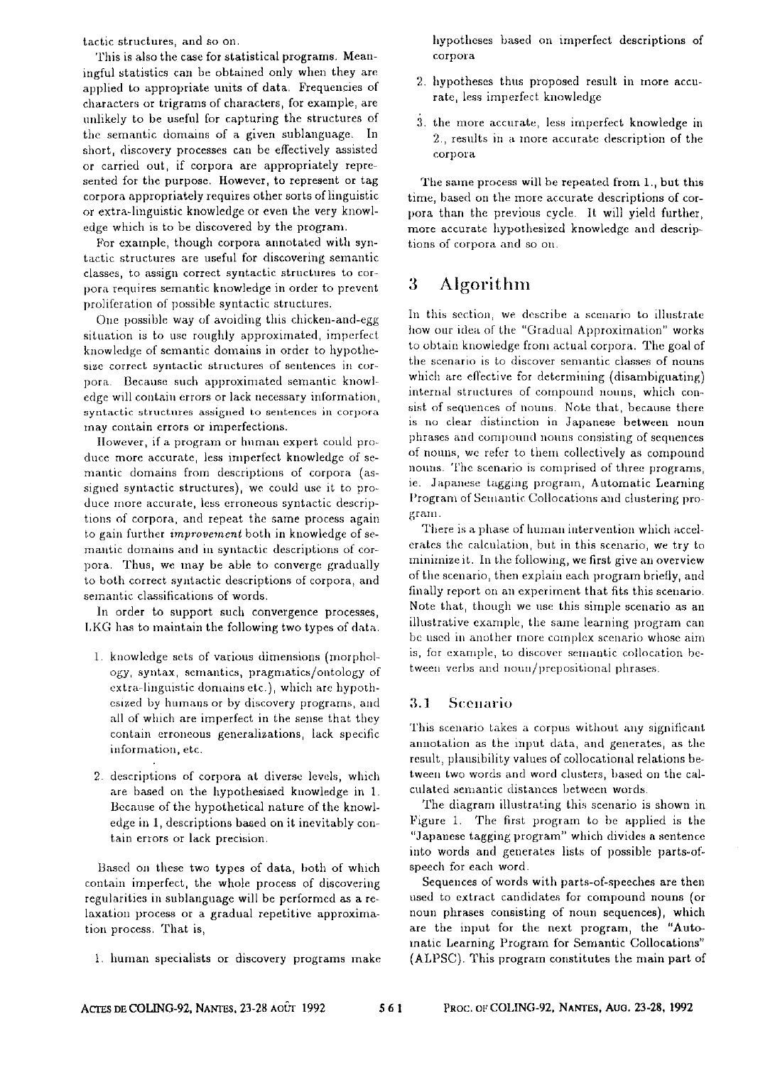tactic structures, and so on.

This is also the case for statistical programs. Meaningful statistics can be obtained only when they are applied to appropriate units of data. Frequencies of characters or trigrams of characters, for example, are unlikely to be useful for capturing the structures of the semantic domains of a given sublanguage. In short, discovery processes can be effectively assisted or carried out, if corpora are appropriately represented for the purpose. However, to represent or tag corpora appropriately requires other sorts of linguistic or extra-linguistic knowledge or even the very knowledge which is to be discovered by the program.

For example, though corpora annotated with syntactic structures are useful for discovering semantic classes, to assign correct syntactic structures to corpora requires semantic knowledge in order to prevent proliferation of possible syntactic structures.

One possible way of avoiding this chicken-and-egg situation is to use roughly approximated, imperfect knowledge of semantic domains in order to hypothesize correct syntactic structures of sentences in corpora. Because such approximated semantic knowledge will contain errors or lack necessary information, syntactic structures assigned to sentences in corpora may contain errors or imperfections.

However, if a program or human expert could produce more accurate, less imperfect knowledge of semantic domains from descriptions of corpora (assigned syntactic structures), we could use it to produce more accurate, less erroneous syntactic descriptions of corpora, and repeat the same process again to gain further *improvement* both in knowledge of semantic domains and in syntactic descriptions of corpora. Thus, we may be able to converge gradually to both correct syntactic descriptions of corpora, and semantic classifications of words.

In order to support such convergence processes, LKG has to maintain the following two types of data.

1. knowledge sets of various dimensions (morphology, syntax, semantics, pragmatics/ontology of extra-linguistic domains etc.), which are hypothesized by humans or by discovery programs, and all of which are imperfect in the sense that they contain erroneous generalizations, lack specific information, etc.
2. descriptions of corpora at diverse levels, which are based on the hypothesised knowledge in 1. Because of the hypothetical nature of the knowledge in 1, descriptions based on it inevitably contain errors or lack precision.

Based on these two types of data, both of which contain imperfect, the whole process of discovering regularities in sublanguage will be performed as a relaxation process or a gradual repetitive approximation process. That is,

1. human specialists or discovery programs make hypotheses based on imperfect descriptions of corpora
2. hypotheses thus proposed result in more accurate, less imperfect knowledge
3. the more accurate, less imperfect knowledge in 2., results in a more accurate description of the corpora

The same process will be repeated from 1., but this time, based on the more accurate descriptions of corpora than the previous cycle. It will yield further, more accurate hypothesized knowledge and descriptions of corpora and so on.

# 3 Algorithm

In this section, we describe a scenario to illustrate how our idea of the "Gradual Approximation" works to obtain knowledge from actual corpora. The goal of the scenario is to discover semantic classes of nouns which are effective for determining (disambiguating) internal structures of compound nouns, which consist of sequences of nouns. Note that, because there is no clear distinction in Japanese between noun phrases and compound nouns consisting of sequences of nouns, we refer to them collectively as compound nouns. The scenario is comprised of three programs, ie. Japanese tagging program, Automatic Learning Program of Semantic Collocations and clustering program.

There is a phase of human intervention which accelerates the calculation, but in this scenario, we try to minimize it. In the following, we first give an overview of the scenario, then explain each program briefly, and finally report on an experiment that fits this scenario. Note that, though we use this simple scenario as an illustrative example, the same learning program can be used in another more complex scenario whose aim is, for example, to discover semantic collocation between verbs and noun/prepositional phrases.

## 3.1 Scenario

This scenario takes a corpus without any significant annotation as the input data, and generates, as the result, plausibility values of collocational relations between two words and word clusters, based on the calculated semantic distances between words.

The diagram illustrating this scenario is shown in Figure 1. The first program to be applied is the "Japanese tagging program" which divides a sentence into words and generates lists of possible parts-of-speech for each word.

Sequences of words with parts-of-speeches are then used to extract candidates for compound nouns (or noun phrases consisting of noun sequences), which are the input for the next program, the "Automatic Learning Program for Semantic Collocations" (ALPSC). This program constitutes the main part of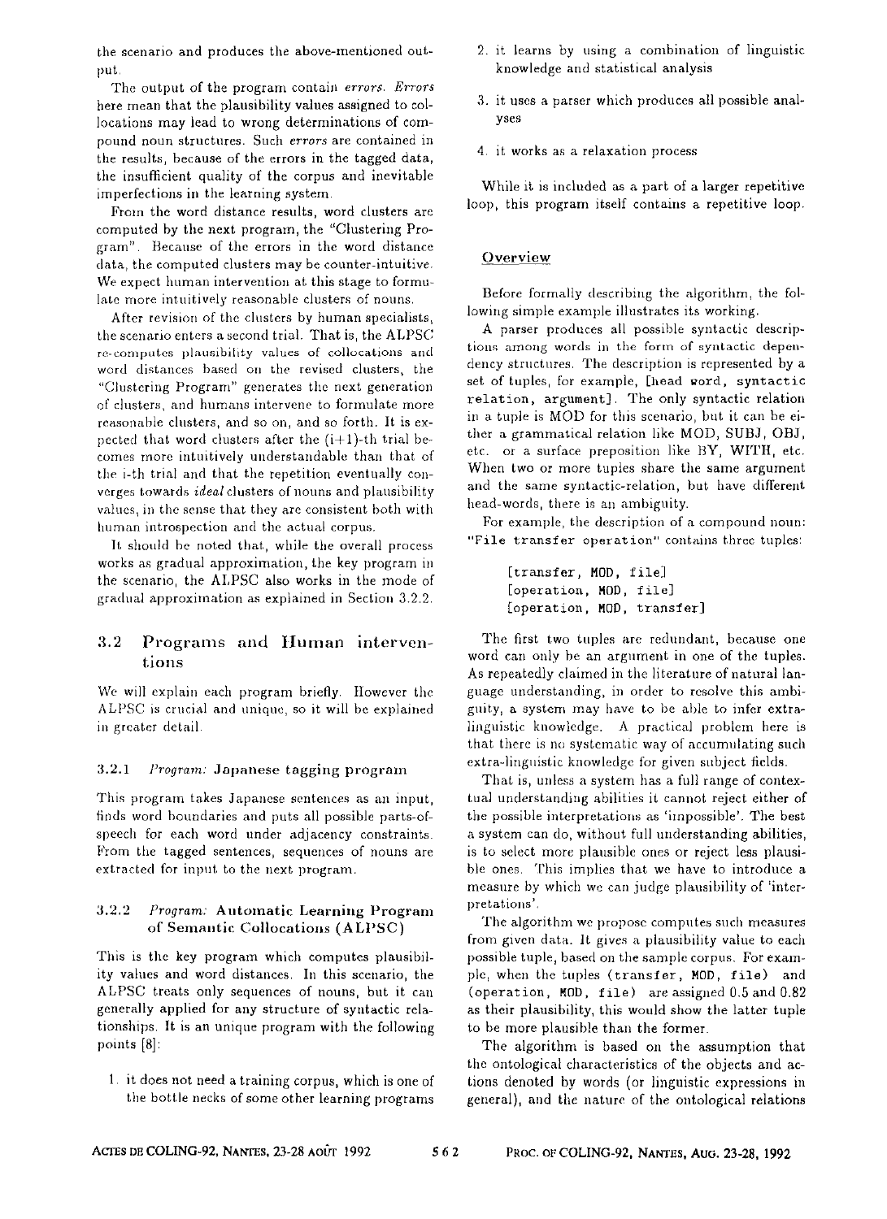the scenario and produces the above-mentioned output.

The output of the program contain *errors*. *Errors* here mean that the plausibility values assigned to collocations may lead to wrong determinations of compound noun structures. Such *errors* are contained in the results, because of the errors in the tagged data, the insufficient quality of the corpus and inevitable imperfections in the learning system.

From the word distance results, word clusters are computed by the next program, the "Clustering Program". Because of the errors in the word distance data, the computed clusters may be counter-intuitive. We expect human intervention at this stage to formulate more intuitively reasonable clusters of nouns.

After revision of the clusters by human specialists, the scenario enters a second trial. That is, the ALPSC re-computes plausibility values of collocations and word distances based on the revised clusters, the "Clustering Program" generates the next generation of clusters, and humans intervene to formulate more reasonable clusters, and so on, and so forth. It is expected that word clusters after the (i+1)-th trial becomes more intuitively understandable than that of the i-th trial and that the repetition eventually converges towards *ideal* clusters of nouns and plausibility values, in the sense that they are consistent both with human introspection and the actual corpus.

It should be noted that, while the overall process works as gradual approximation, the key program in the scenario, the ALPSC also works in the mode of gradual approximation as explained in Section 3.2.2.

## 3.2 Programs and Human interventions

We will explain each program briefly. However the ALPSC is crucial and unique, so it will be explained in greater detail.

### 3.2.1 *Program:* Japanese tagging program

This program takes Japanese sentences as an input, finds word boundaries and puts all possible parts-of-speech for each word under adjacency constraints. From the tagged sentences, sequences of nouns are extracted for input to the next program.

### 3.2.2 *Program:* Automatic Learning Program of Semantic Collocations (ALPSC)

This is the key program which computes plausibility values and word distances. In this scenario, the ALPSC treats only sequences of nouns, but it can generally applied for any structure of syntactic relationships. It is an unique program with the following points [8]:

1. it does not need a training corpus, which is one of the bottle necks of some other learning programs
2. it learns by using a combination of linguistic knowledge and statistical analysis
3. it uses a parser which produces all possible analyses
4. it works as a relaxation process

While it is included as a part of a larger repetitive loop, this program itself contains a repetitive loop.

#### Overview

Before formally describing the algorithm, the following simple example illustrates its working.

A parser produces all possible syntactic descriptions among words in the form of syntactic dependency structures. The description is represented by a set of tuples, for example, `[head word, syntactic relation, argument]`. The only syntactic relation in a tuple is MOD for this scenario, but it can be either a grammatical relation like MOD, SUBJ, OBJ, etc. or a surface preposition like BY, WITH, etc. When two or more tuples share the same argument and the same syntactic-relation, but have different head-words, there is an ambiguity.

For example, the description of a compound noun: `"File transfer operation"` contains three tuples:

```
[transfer, MOD, file]
[operation, MOD, file]
[operation, MOD, transfer]
```

The first two tuples are redundant, because one word can only be an argument in one of the tuples. As repeatedly claimed in the literature of natural language understanding, in order to resolve this ambiguity, a system may have to be able to infer extra-linguistic knowledge. A practical problem here is that there is no systematic way of accumulating such extra-linguistic knowledge for given subject fields.

That is, unless a system has a full range of contextual understanding abilities it cannot reject either of the possible interpretations as 'impossible'. The best a system can do, without full understanding abilities, is to select more plausible ones or reject less plausible ones. This implies that we have to introduce a measure by which we can judge plausibility of 'interpretations'.

The algorithm we propose computes such measures from given data. It gives a plausibility value to each possible tuple, based on the sample corpus. For example, when the tuples `(transfer, MOD, file)` and `(operation, MOD, file)` are assigned 0.5 and 0.82 as their plausibility, this would show the latter tuple to be more plausible than the former.

The algorithm is based on the assumption that the ontological characteristics of the objects and actions denoted by words (or linguistic expressions in general), and the nature of the ontological relations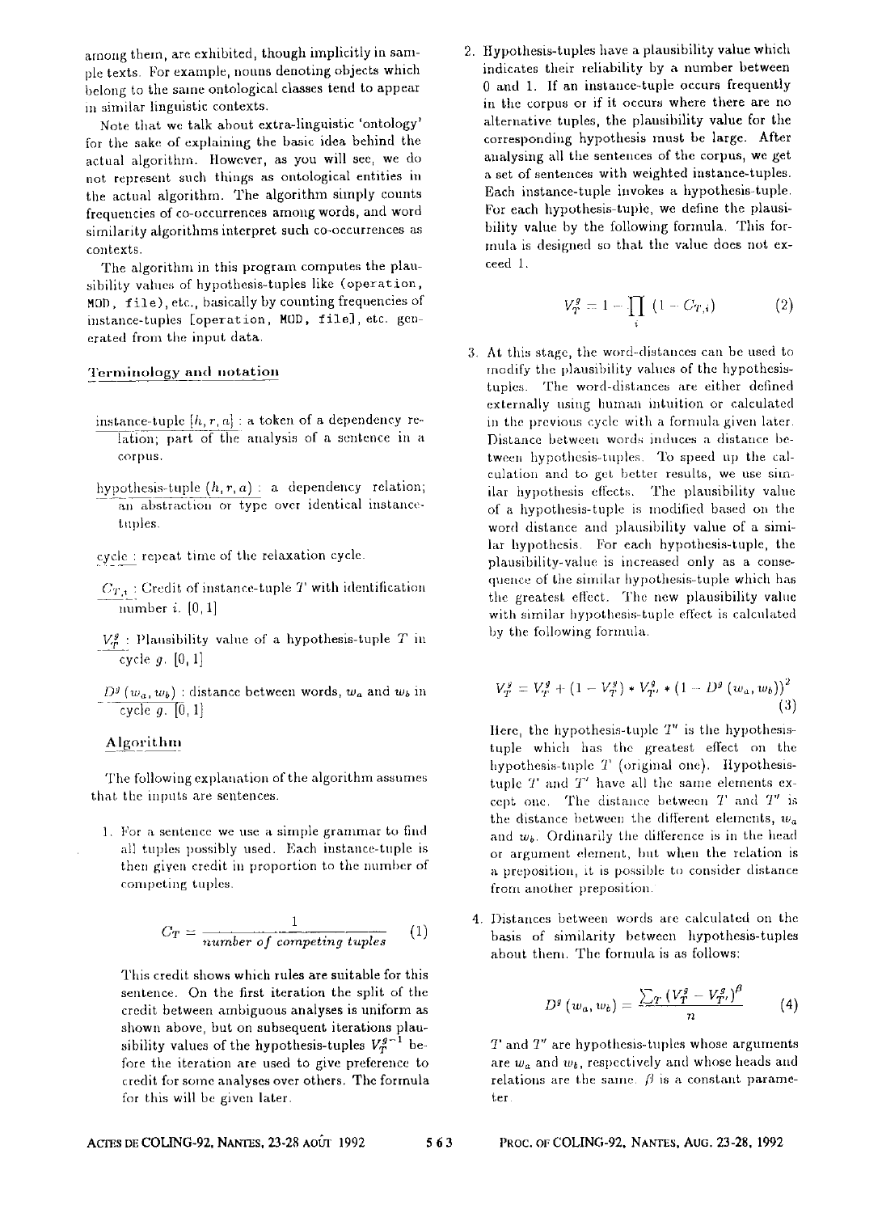among them, are exhibited, though implicitly in sample texts. For example, nouns denoting objects which belong to the same ontological classes tend to appear in similar linguistic contexts.

Note that we talk about extra-linguistic 'ontology' for the sake of explaining the basic idea behind the actual algorithm. However, as you will see, we do not represent such things as ontological entities in the actual algorithm. The algorithm simply counts frequencies of co-occurrences among words, and word similarity algorithms interpret such co-occurrences as contexts.

The algorithm in this program computes the plausibility values of hypothesis-tuples like (operation, MOD, file), etc., basically by counting frequencies of instance-tuples [operation, MOD, file], etc. generated from the input data.

### Terminology and notation

instance-tuple $[h, r, a]$ : a token of a dependency relation; part of the analysis of a sentence in a corpus.

hypothesis-tuple $(h, r, a)$ : a dependency relation; an abstraction or type over identical instance-tuples.

cycle : repeat time of the relaxation cycle.

$C_{T,i}$ : Credit of instance-tuple $T$ with identification number $i$. $[0, 1]$

$V_T^g$ : Plausibility value of a hypothesis-tuple $T$ in cycle $g$. $[0, 1]$

$D^g(w_a, w_b)$ : distance between words, $w_a$ and $w_b$ in cycle $g$. $[0, 1]$

### Algorithm

The following explanation of the algorithm assumes that the inputs are sentences.

1. For a sentence we use a simple grammar to find all tuples possibly used. Each instance-tuple is then given credit in proportion to the number of competing tuples.

$$C_T = \frac{1}{number\ of\ competing\ tuples} \quad (1)$$

This credit shows which rules are suitable for this sentence. On the first iteration the split of the credit between ambiguous analyses is uniform as shown above, but on subsequent iterations plausibility values of the hypothesis-tuples $V_T^{g-1}$ before the iteration are used to give preference to credit for some analyses over others. The formula for this will be given later.

2. Hypothesis-tuples have a plausibility value which indicates their reliability by a number between 0 and 1. If an instance-tuple occurs frequently in the corpus or if it occurs where there are no alternative tuples, the plausibility value for the corresponding hypothesis must be large. After analysing all the sentences of the corpus, we get a set of sentences with weighted instance-tuples. Each instance-tuple invokes a hypothesis-tuple. For each hypothesis-tuple, we define the plausibility value by the following formula. This formula is designed so that the value does not exceed 1.

$$V_T^g = 1 - \prod_i (1 - C_{T,i}) \quad (2)$$

3. At this stage, the word-distances can be used to modify the plausibility values of the hypothesis-tuples. The word-distances are either defined externally using human intuition or calculated in the previous cycle with a formula given later. Distance between words induces a distance between hypothesis-tuples. To speed up the calculation and to get better results, we use similar hypothesis effects. The plausibility value of a hypothesis-tuple is modified based on the word distance and plausibility value of a similar hypothesis. For each hypothesis-tuple, the plausibility-value is increased only as a consequence of the similar hypothesis-tuple which has the greatest effect. The new plausibility value with similar hypothesis-tuple effect is calculated by the following formula.

$$V_T^g = V_T^g + (1 - V_T^g) * V_{T'}^g * (1 - D^g(w_a, w_b))^2 \quad (3)$$

Here, the hypothesis-tuple $T'$ is the hypothesis-tuple which has the greatest effect on the hypothesis-tuple $T$ (original one). Hypothesis-tuple $T$ and $T'$ have all the same elements except one. The distance between $T$ and $T'$ is the distance between the different elements, $w_a$ and $w_b$. Ordinarily the difference is in the head or argument element, but when the relation is a preposition, it is possible to consider distance from another preposition.

4. Distances between words are calculated on the basis of similarity between hypothesis-tuples about them. The formula is as follows:

$$D^g(w_a, w_b) = \frac{\sum_T (V_T^g - V_{T'}^g)^\beta}{n} \quad (4)$$

$T$ and $T'$ are hypothesis-tuples whose arguments are $w_a$ and $w_b$, respectively and whose heads and relations are the same. $\beta$ is a constant parameter.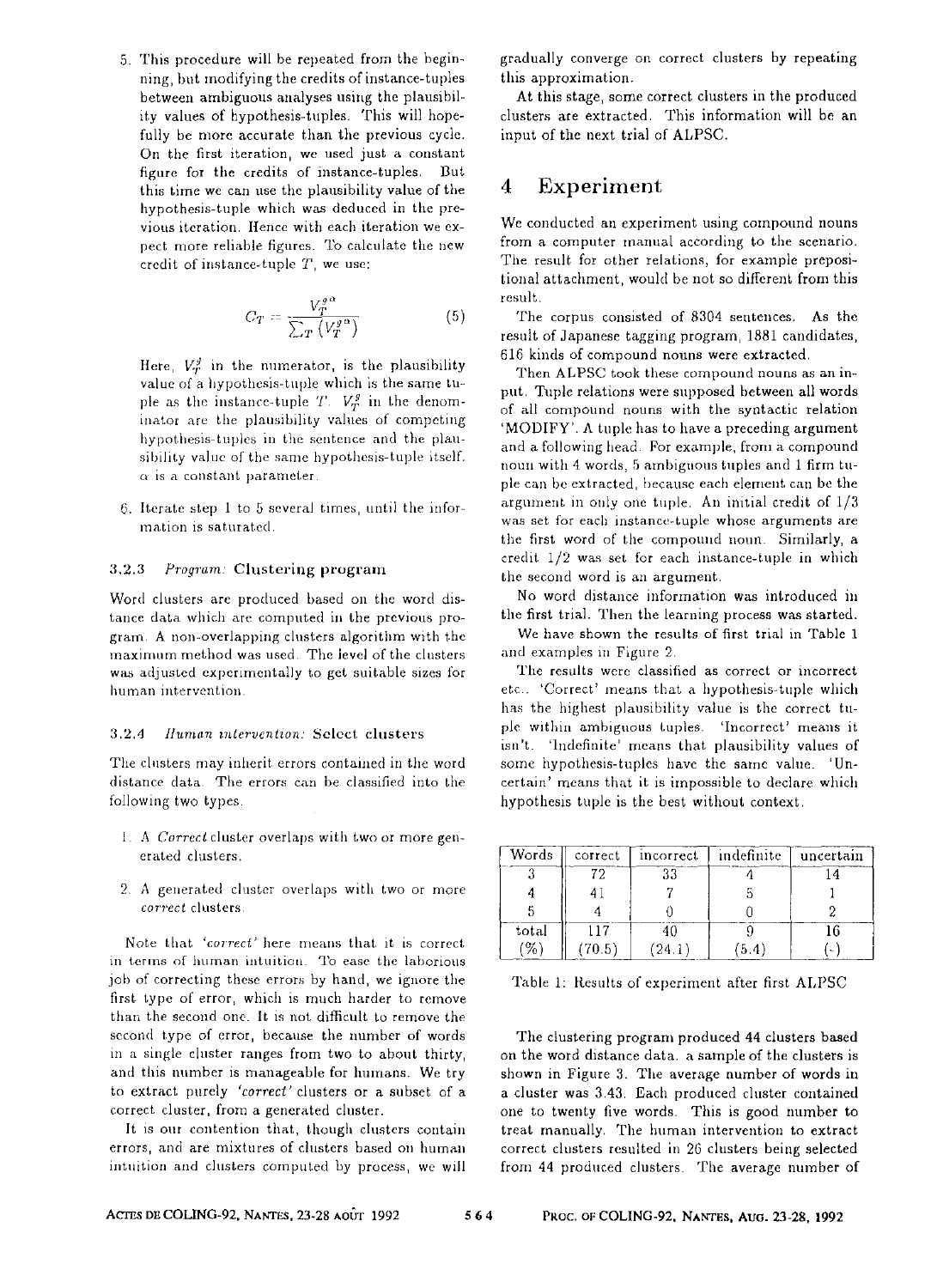5. This procedure will be repeated from the beginning, but modifying the credits of instance-tuples between ambiguous analyses using the plausibility values of hypothesis-tuples. This will hopefully be more accurate than the previous cycle. On the first iteration, we used just a constant figure for the credits of instance-tuples. But this time we can use the plausibility value of the hypothesis-tuple which was deduced in the previous iteration. Hence with each iteration we expect more reliable figures. To calculate the new credit of instance-tuple $T$, we use:

$$C_T = \frac{V_T^{g\,\alpha}}{\sum_T \left(V_T^{g\,\alpha}\right)} \quad (5)$$

Here, $V_T^g$ in the numerator, is the plausibility value of a hypothesis-tuple which is the same tuple as the instance-tuple $T$. $V_T^g$ in the denominator are the plausibility values of competing hypothesis-tuples in the sentence and the plausibility value of the same hypothesis-tuple itself. $\alpha$ is a constant parameter.

6. Iterate step 1 to 5 several times, until the information is saturated.

#### 3.2.3 *Program:* Clustering program

Word clusters are produced based on the word distance data which are computed in the previous program. A non-overlapping clusters algorithm with the maximum method was used. The level of the clusters was adjusted experimentally to get suitable sizes for human intervention.

#### 3.2.4 *Human intervention:* Select clusters

The clusters may inherit errors contained in the word distance data. The errors can be classified into the following two types.

1. A *Correct* cluster overlaps with two or more generated clusters.
2. A generated cluster overlaps with two or more *correct* clusters.

Note that *'correct'* here means that it is correct in terms of human intuition. To ease the laborious job of correcting these errors by hand, we ignore the first type of error, which is much harder to remove than the second one. It is not difficult to remove the second type of error, because the number of words in a single cluster ranges from two to about thirty, and this number is manageable for humans. We try to extract purely *'correct'* clusters or a subset of a correct cluster, from a generated cluster.

It is our contention that, though clusters contain errors, and are mixtures of clusters based on human intuition and clusters computed by process, we will gradually converge on correct clusters by repeating this approximation.

At this stage, some correct clusters in the produced clusters are extracted. This information will be an input of the next trial of ALPSC.

## 4 Experiment

We conducted an experiment using compound nouns from a computer manual according to the scenario. The result for other relations, for example prepositional attachment, would be not so different from this result.

The corpus consisted of 8304 sentences. As the result of Japanese tagging program, 1881 candidates, 616 kinds of compound nouns were extracted.

Then ALPSC took these compound nouns as an input. Tuple relations were supposed between all words of all compound nouns with the syntactic relation 'MODIFY'. A tuple has to have a preceding argument and a following head. For example, from a compound noun with 4 words, 5 ambiguous tuples and 1 firm tuple can be extracted, because each element can be the argument in only one tuple. An initial credit of 1/3 was set for each instance-tuple whose arguments are the first word of the compound noun. Similarly, a credit 1/2 was set for each instance-tuple in which the second word is an argument.

No word distance information was introduced in the first trial. Then the learning process was started.

We have shown the results of first trial in Table 1 and examples in Figure 2.

The results were classified as correct or incorrect etc.. 'Correct' means that a hypothesis-tuple which has the highest plausibility value is the correct tuple within ambiguous tuples. 'Incorrect' means it isn't. 'Indefinite' means that plausibility values of some hypothesis-tuples have the same value. 'Uncertain' means that it is impossible to declare which hypothesis tuple is the best without context.

| Words | correct | incorrect | indefinite | uncertain |
|---|---|---|---|---|
| 3 | 72 | 33 | 4 | 14 |
| 4 | 41 | 7 | 5 | 1 |
| 5 | 4 | 0 | 0 | 2 |
| total | 117 | 40 | 9 | 16 |
| (%) | (70.5) | (24.1) | (5.4) | (-) |

Table 1: Results of experiment after first ALPSC

The clustering program produced 44 clusters based on the word distance data. a sample of the clusters is shown in Figure 3. The average number of words in a cluster was 3.43. Each produced cluster contained one to twenty five words. This is good number to treat manually. The human intervention to extract correct clusters resulted in 26 clusters being selected from 44 produced clusters. The average number of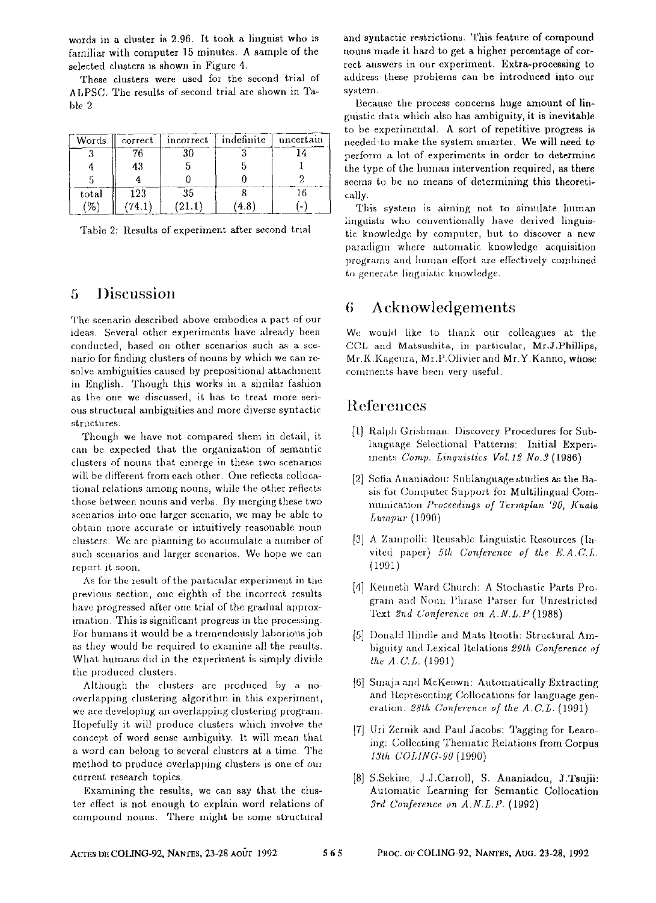words in a cluster is 2.96. It took a linguist who is familiar with computer 15 minutes. A sample of the selected clusters is shown in Figure 4.

These clusters were used for the second trial of ALPSC. The results of second trial are shown in Table 2.

| Words | correct | incorrect | indefinite | uncertain |
|---|---|---|---|---|
| 3 | 76 | 30 | 3 | 14 |
| 4 | 43 | 5 | 5 | 1 |
| 5 | 4 | 0 | 0 | 2 |
| total | 123 | 35 | 8 | 16 |
| (%) | (74.1) | (21.1) | (4.8) | (-) |

Table 2: Results of experiment after second trial

## 5 Discussion

The scenario described above embodies a part of our ideas. Several other experiments have already been conducted, based on other scenarios such as a scenario for finding clusters of nouns by which we can resolve ambiguities caused by prepositional attachment in English. Though this works in a similar fashion as the one we discussed, it has to treat more serious structural ambiguities and more diverse syntactic structures.

Though we have not compared them in detail, it can be expected that the organization of semantic clusters of nouns that emerge in these two scenarios will be different from each other. One reflects collocational relations among nouns, while the other reflects those between nouns and verbs. By merging these two scenarios into one larger scenario, we may be able to obtain more accurate or intuitively reasonable noun clusters. We are planning to accumulate a number of such scenarios and larger scenarios. We hope we can report it soon.

As for the result of the particular experiment in the previous section, one eighth of the incorrect results have progressed after one trial of the gradual approximation. This is significant progress in the processing. For humans it would be a tremendously laborious job as they would be required to examine all the results. What humans did in the experiment is simply divide the produced clusters.

Although the clusters are produced by a no-overlapping clustering algorithm in this experiment, we are developing an overlapping clustering program. Hopefully it will produce clusters which involve the concept of word sense ambiguity. It will mean that a word can belong to several clusters at a time. The method to produce overlapping clusters is one of our current research topics.

Examining the results, we can say that the cluster effect is not enough to explain word relations of compound nouns. There might be some structural and syntactic restrictions. This feature of compound nouns made it hard to get a higher percentage of correct answers in our experiment. Extra-processing to address these problems can be introduced into our system.

Because the process concerns huge amount of linguistic data which also has ambiguity, it is inevitable to be experimental. A sort of repetitive progress is needed to make the system smarter. We will need to perform a lot of experiments in order to determine the type of the human intervention required, as there seems to be no means of determining this theoretically.

This system is aiming not to simulate human linguists who conventionally have derived linguistic knowledge by computer, but to discover a new paradigm where automatic knowledge acquisition programs and human effort are effectively combined to generate linguistic knowledge.

## 6 Acknowledgements

We would like to thank our colleagues at the CCL and Matsushita, in particular, Mr.J.Phillips, Mr.K.Kageura, Mr.P.Olivier and Mr.Y.Kanno, whose comments have been very useful.

## References

[1] Ralph Grishman: Discovery Procedures for Sublanguage Selectional Patterns: Initial Experiments *Comp. Linguistics Vol.12 No.3* (1986)

[2] Sofia Ananiadou: Sublanguage studies as the Basis for Computer Support for Multilingual Communication *Proceedings of Termplan '90, Kuala Lumpur* (1990)

[3] A Zampolli: Reusable Linguistic Resources (Invited paper) *5th Conference of the E.A.C.L.* (1991)

[4] Kenneth Ward Church: A Stochastic Parts Program and Noun Phrase Parser for Unrestricted Text *2nd Conference on A.N.L.P* (1988)

[5] Donald Hindle and Mats Rooth: Structural Ambiguity and Lexical Relations *29th Conference of the A.C.L.* (1991)

[6] Smaja and McKeown: Automatically Extracting and Representing Collocations for language generation. *28th Conference of the A.C.L.* (1991)

[7] Uri Zernik and Paul Jacobs: Tagging for Learning: Collecting Thematic Relations from Corpus *13th COLING-90* (1990)

[8] S.Sekine, J.J.Carroll, S. Ananiadou, J.Tsujii: Automatic Learning for Semantic Collocation *3rd Conference on A.N.L.P.* (1992)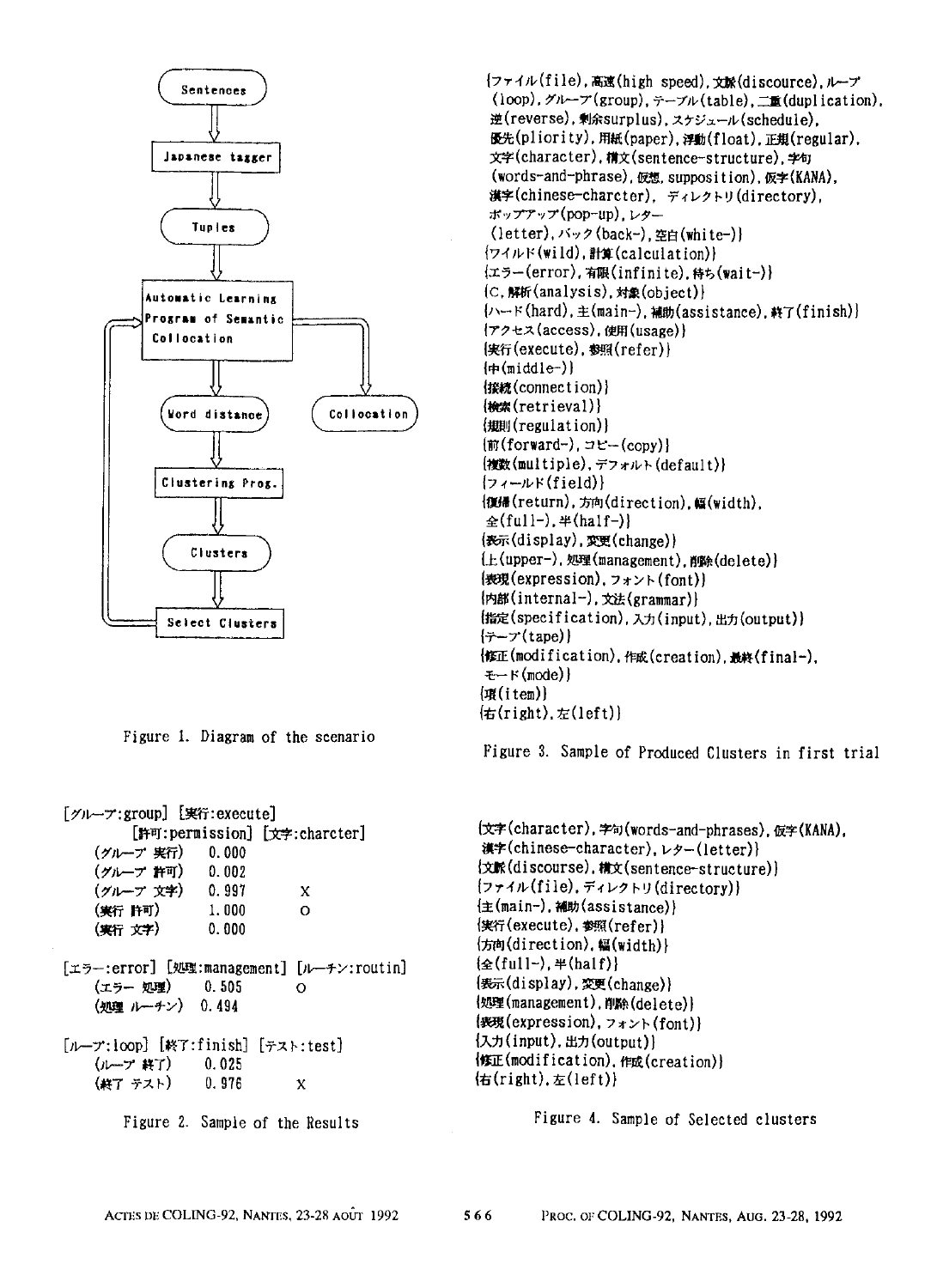Sentences

Japanese tagger

Tuples

Automatic Learning Program of Semantic Collocation

Word distance

Collocation

Clustering Prog.

Clusters

Select Clusters

Figure 1. Diagram of the scenario

[グループ:group] [実行:execute]
[許可:permission] [文字:charcter]

| | | |
|---|---|---|
| (グループ 実行) | 0.000 | |
| (グループ 許可) | 0.002 | |
| (グループ 文字) | 0.997 | X |
| (実行 許可) | 1.000 | O |
| (実行 文字) | 0.000 | |

[エラー:error] [処理:management] [ルーチン:routin]

| | | |
|---|---|---|
| (エラー 処理) | 0.505 | O |
| (処理 ルーチン) | 0.494 | |

[ループ:loop] [終了:finish] [テスト:test]

| | | |
|---|---|---|
| (ループ 終了) | 0.025 | |
| (終了 テスト) | 0.976 | X |

Figure 2. Sample of the Results

{ファイル(file), 高速(high speed), 文脈(discource), ループ(loop), グループ(group), テーブル(table), 二重(duplication), 逆(reverse), 剰余surplus), スケジュール(schedule), 優先(pliority), 用紙(paper), 浮動(float), 正規(regular), 文字(character), 構文(sentence-structure), 字句(words-and-phrase), 仮想, supposition), 仮字(KANA), 漢字(chinese-charcter), ディレクトリ(directory), ポップアップ(pop-up), レター(letter), バック(back-), 空白(white-)}
{ワイルド(wild), 計算(calculation)}
{エラー(error), 有限(infinite), 待ち(wait-)}
{C, 解析(analysis), 対象(object)}
{ハード(hard), 主(main-), 補助(assistance), 終了(finish)}
{アクセス(access), 使用(usage)}
{実行(execute), 参照(refer)}
{中(middle-)}
{接続(connection)}
{検索(retrieval)}
{規則(regulation)}
{前(forward-), コピー(copy)}
{複数(multiple), デフォルト(default)}
{フィールド(field)}
{復帰(return), 方向(direction), 幅(width), 全(full-), 半(half-)}
{表示(display), 変更(change)}
{上(upper-), 処理(management), 削除(delete)}
{表現(expression), フォント(font)}
{内部(internal-), 文法(grammar)}
{指定(specification), 入力(input), 出力(output)}
{テープ(tape)}
{修正(modification), 作成(creation), 最終(final-), モード(mode)}
{項(item)}
{右(right), 左(left)}

Figure 3. Sample of Produced Clusters in first trial

{文字(character), 字句(words-and-phrases), 仮字(KANA), 漢字(chinese-character), レター(letter)}
{文脈(discourse), 構文(sentence-structure)}
{ファイル(file), ディレクトリ(directory)}
{主(main-), 補助(assistance)}
{実行(execute), 参照(refer)}
{方向(direction), 幅(width)}
{全(full-), 半(half)}
{表示(display), 変更(change)}
{処理(management), 削除(delete)}
{表現(expression), フォント(font)}
{入力(input), 出力(output)}
{修正(modification), 作成(creation)}
{右(right), 左(left)}

Figure 4. Sample of Selected clusters